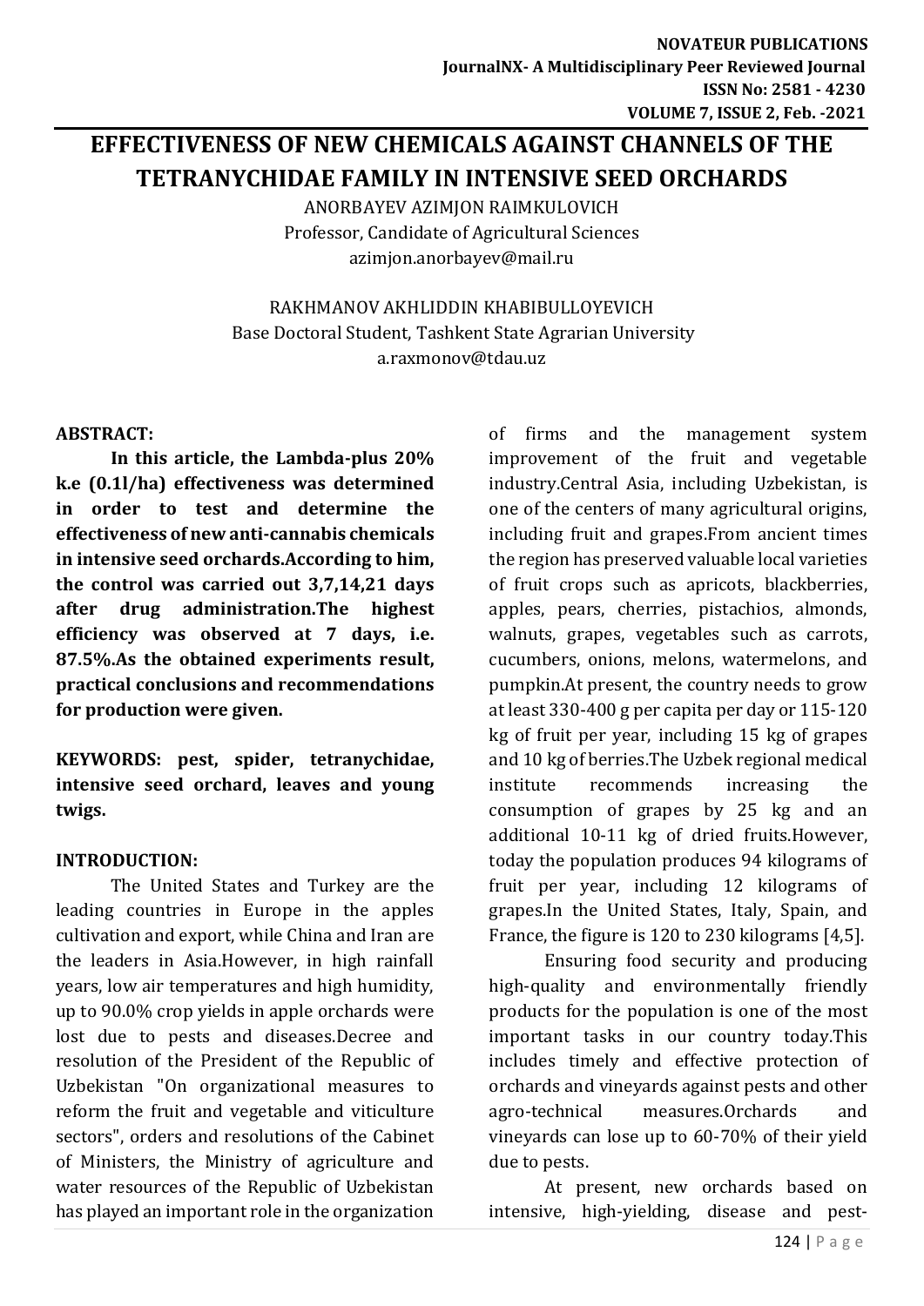# EFFECTIVENESS OF NEW CHEMICALS AGAINST CHANNELS OF THE TETRANYCHIDAE FAMILY IN INTENSIVE SEED ORCHARDS

ANORBAYEV AZIMJON RAIMKULOVICH
Professor, Candidate of Agricultural Sciences
azimjon.anorbayev@mail.ru

RAKHMANOV AKHLIDDIN KHABIBULLOYEVICH
Base Doctoral Student, Tashkent State Agrarian University
a.raxmonov@tdau.uz

## ABSTRACT:

**In this article, the Lambda-plus 20% k.e (0.1l/ha) effectiveness was determined in order to test and determine the effectiveness of new anti-cannabis chemicals in intensive seed orchards.According to him, the control was carried out 3,7,14,21 days after drug administration.The highest efficiency was observed at 7 days, i.e. 87.5%.As the obtained experiments result, practical conclusions and recommendations for production were given.**

**KEYWORDS: pest, spider, tetranychidae, intensive seed orchard, leaves and young twigs.**

## INTRODUCTION:

The United States and Turkey are the leading countries in Europe in the apples cultivation and export, while China and Iran are the leaders in Asia.However, in high rainfall years, low air temperatures and high humidity, up to 90.0% crop yields in apple orchards were lost due to pests and diseases.Decree and resolution of the President of the Republic of Uzbekistan "On organizational measures to reform the fruit and vegetable and viticulture sectors", orders and resolutions of the Cabinet of Ministers, the Ministry of agriculture and water resources of the Republic of Uzbekistan has played an important role in the organization of firms and the management system improvement of the fruit and vegetable industry.Central Asia, including Uzbekistan, is one of the centers of many agricultural origins, including fruit and grapes.From ancient times the region has preserved valuable local varieties of fruit crops such as apricots, blackberries, apples, pears, cherries, pistachios, almonds, walnuts, grapes, vegetables such as carrots, cucumbers, onions, melons, watermelons, and pumpkin.At present, the country needs to grow at least 330-400 g per capita per day or 115-120 kg of fruit per year, including 15 kg of grapes and 10 kg of berries.The Uzbek regional medical institute recommends increasing the consumption of grapes by 25 kg and an additional 10-11 kg of dried fruits.However, today the population produces 94 kilograms of fruit per year, including 12 kilograms of grapes.In the United States, Italy, Spain, and France, the figure is 120 to 230 kilograms [4,5].

Ensuring food security and producing high-quality and environmentally friendly products for the population is one of the most important tasks in our country today.This includes timely and effective protection of orchards and vineyards against pests and other agro-technical measures.Orchards and vineyards can lose up to 60-70% of their yield due to pests.

At present, new orchards based on intensive, high-yielding, disease and pest-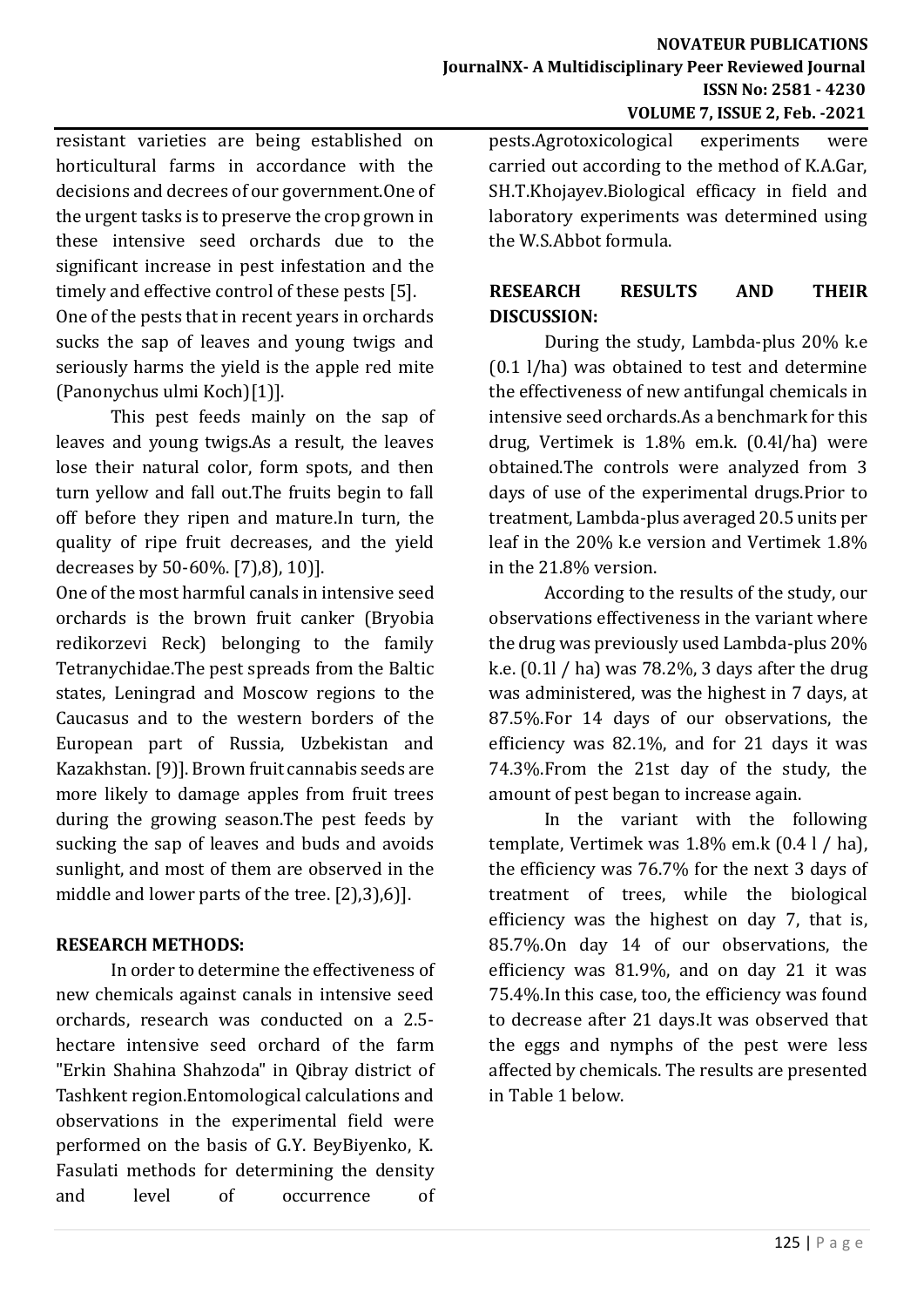resistant varieties are being established on horticultural farms in accordance with the decisions and decrees of our government.One of the urgent tasks is to preserve the crop grown in these intensive seed orchards due to the significant increase in pest infestation and the timely and effective control of these pests [5].

One of the pests that in recent years in orchards sucks the sap of leaves and young twigs and seriously harms the yield is the apple red mite (Panonychus ulmi Koch)[1)].

This pest feeds mainly on the sap of leaves and young twigs.As a result, the leaves lose their natural color, form spots, and then turn yellow and fall out.The fruits begin to fall off before they ripen and mature.In turn, the quality of ripe fruit decreases, and the yield decreases by 50-60%. [7),8), 10)].

One of the most harmful canals in intensive seed orchards is the brown fruit canker (Bryobia redikorzevi Reck) belonging to the family Tetranychidae.The pest spreads from the Baltic states, Leningrad and Moscow regions to the Caucasus and to the western borders of the European part of Russia, Uzbekistan and Kazakhstan. [9)]. Brown fruit cannabis seeds are more likely to damage apples from fruit trees during the growing season.The pest feeds by sucking the sap of leaves and buds and avoids sunlight, and most of them are observed in the middle and lower parts of the tree. [2),3),6)].

**RESEARCH METHODS:**

In order to determine the effectiveness of new chemicals against canals in intensive seed orchards, research was conducted on a 2.5-hectare intensive seed orchard of the farm "Erkin Shahina Shahzoda" in Qibray district of Tashkent region.Entomological calculations and observations in the experimental field were performed on the basis of G.Y. BeyBiyenko, K. Fasulati methods for determining the density and level of occurrence of pests.Agrotoxicological experiments were carried out according to the method of K.A.Gar, SH.T.Khojayev.Biological efficacy in field and laboratory experiments was determined using the W.S.Abbot formula.

**RESEARCH RESULTS AND THEIR DISCUSSION:**

During the study, Lambda-plus 20% k.e (0.1 l/ha) was obtained to test and determine the effectiveness of new antifungal chemicals in intensive seed orchards.As a benchmark for this drug, Vertimek is 1.8% em.k. (0.4l/ha) were obtained.The controls were analyzed from 3 days of use of the experimental drugs.Prior to treatment, Lambda-plus averaged 20.5 units per leaf in the 20% k.e version and Vertimek 1.8% in the 21.8% version.

According to the results of the study, our observations effectiveness in the variant where the drug was previously used Lambda-plus 20% k.e. (0.1l / ha) was 78.2%, 3 days after the drug was administered, was the highest in 7 days, at 87.5%.For 14 days of our observations, the efficiency was 82.1%, and for 21 days it was 74.3%.From the 21st day of the study, the amount of pest began to increase again.

In the variant with the following template, Vertimek was 1.8% em.k (0.4 l / ha), the efficiency was 76.7% for the next 3 days of treatment of trees, while the biological efficiency was the highest on day 7, that is, 85.7%.On day 14 of our observations, the efficiency was 81.9%, and on day 21 it was 75.4%.In this case, too, the efficiency was found to decrease after 21 days.It was observed that the eggs and nymphs of the pest were less affected by chemicals. The results are presented in Table 1 below.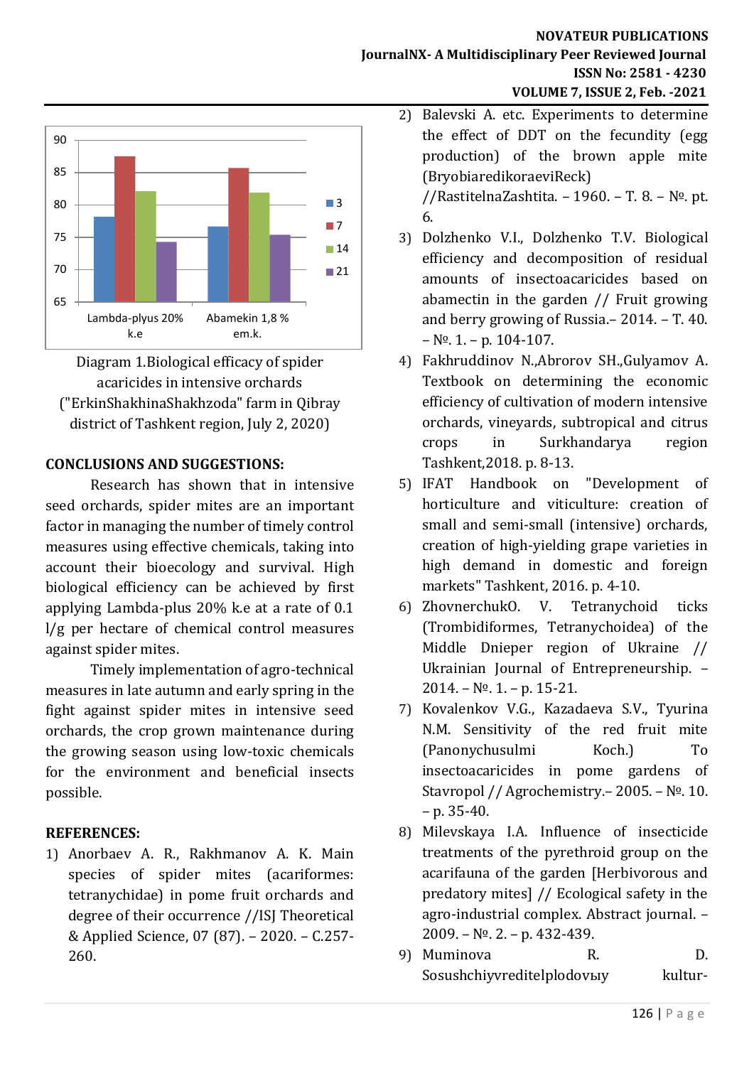Diagram 1.Biological efficacy of spider acaricides in intensive orchards ("ErkinShakhinaShakhzoda" farm in Qibray district of Tashkent region, July 2, 2020)

## CONCLUSIONS AND SUGGESTIONS:

Research has shown that in intensive seed orchards, spider mites are an important factor in managing the number of timely control measures using effective chemicals, taking into account their bioecology and survival. High biological efficiency can be achieved by first applying Lambda-plus 20% k.e at a rate of 0.1 l/g per hectare of chemical control measures against spider mites.

Timely implementation of agro-technical measures in late autumn and early spring in the fight against spider mites in intensive seed orchards, the crop grown maintenance during the growing season using low-toxic chemicals for the environment and beneficial insects possible.

## REFERENCES:

1) Anorbaev A. R., Rakhmanov A. K. Main species of spider mites (acariformes: tetranychidae) in pome fruit orchards and degree of their occurrence //ISJ Theoretical & Applied Science, 07 (87). – 2020. – C.257-260.
2) Balevski A. etc. Experiments to determine the effect of DDT on the fecundity (egg production) of the brown apple mite (BryobiaredikoraeviReck) //RastitelnaZashtita. – 1960. – T. 8. – №. pt. 6.
3) Dolzhenko V.I., Dolzhenko T.V. Biological efficiency and decomposition of residual amounts of insectoacaricides based on abamectin in the garden // Fruit growing and berry growing of Russia.– 2014. – T. 40. – №. 1. – p. 104-107.
4) Fakhruddinov N.,Abrorov SH.,Gulyamov A. Textbook on determining the economic efficiency of cultivation of modern intensive orchards, vineyards, subtropical and citrus crops in Surkhandarya region Tashkent,2018. p. 8-13.
5) IFAT Handbook on "Development of horticulture and viticulture: creation of small and semi-small (intensive) orchards, creation of high-yielding grape varieties in high demand in domestic and foreign markets" Tashkent, 2016. p. 4-10.
6) ZhovnerchukO. V. Tetranychoid ticks (Trombidiformes, Tetranychoidea) of the Middle Dnieper region of Ukraine // Ukrainian Journal of Entrepreneurship. – 2014. – №. 1. – p. 15-21.
7) Kovalenkov V.G., Kazadaeva S.V., Tyurina N.M. Sensitivity of the red fruit mite (Panonychusulmi Koch.) To insectoacaricides in pome gardens of Stavropol // Agrochemistry.– 2005. – №. 10. – p. 35-40.
8) Milevskaya I.A. Influence of insecticide treatments of the pyrethroid group on the acarifauna of the garden [Herbivorous and predatory mites] // Ecological safety in the agro-industrial complex. Abstract journal. – 2009. – №. 2. – p. 432-439.
9) Muminova R. D. Sosushchiyvreditelplodovыy kultur-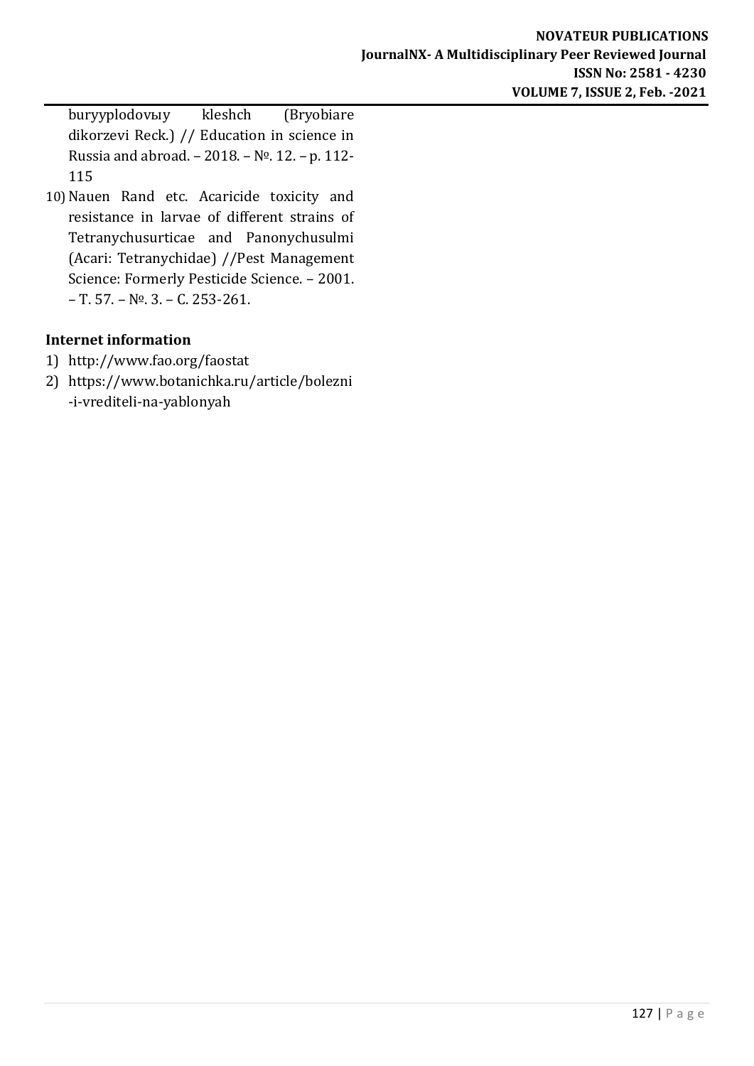buryyplodovыy kleshch (Bryobiare dikorzevi Reck.) // Education in science in Russia and abroad. – 2018. – №. 12. – p. 112-115

10) Nauen Rand etc. Acaricide toxicity and resistance in larvae of different strains of Tetranychusurticae and Panonychusulmi (Acari: Tetranychidae) //Pest Management Science: Formerly Pesticide Science. – 2001. – T. 57. – №. 3. – C. 253-261.

**Internet information**

1) http://www.fao.org/faostat
2) https://www.botanichka.ru/article/bolezni-i-vrediteli-na-yablonyah